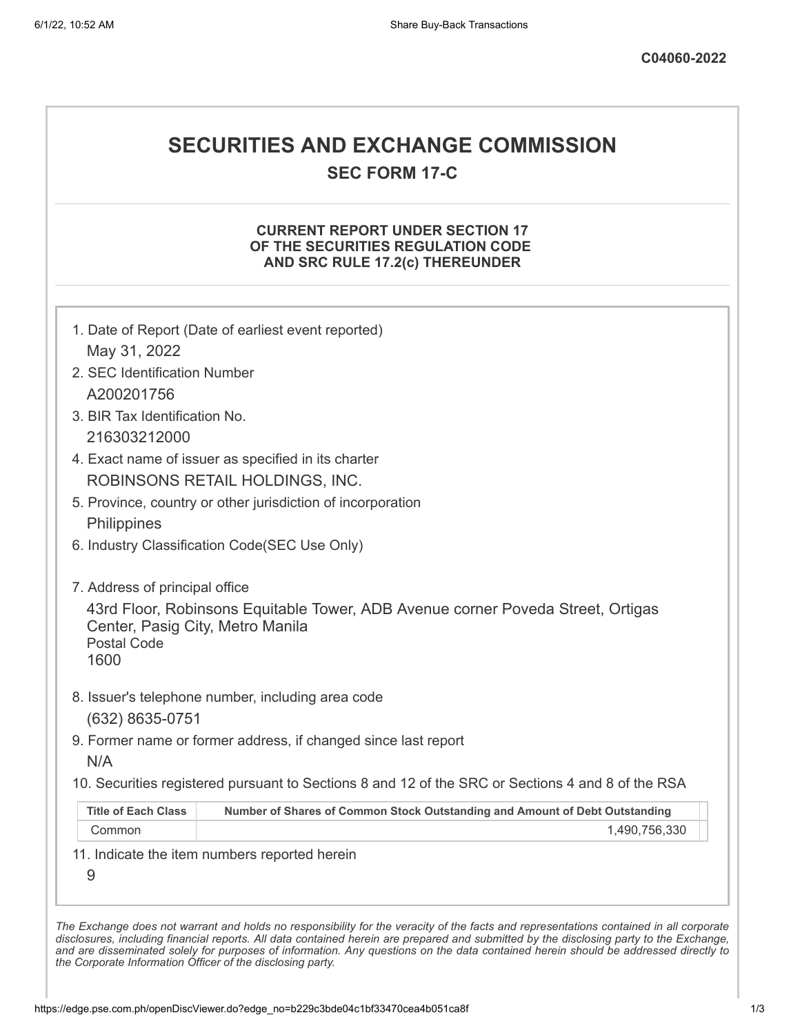**C04060-2022**

# SECURITIES AND EXCHANGE COMMISSION

## SEC FORM 17-C

### CURRENT REPORT UNDER SECTION 17 OF THE SECURITIES REGULATION CODE AND SRC RULE 17.2(c) THEREUNDER

1. Date of Report (Date of earliest event reported)
   May 31, 2022
2. SEC Identification Number
   A200201756
3. BIR Tax Identification No.
   216303212000
4. Exact name of issuer as specified in its charter
   ROBINSONS RETAIL HOLDINGS, INC.
5. Province, country or other jurisdiction of incorporation
   Philippines
6. Industry Classification Code(SEC Use Only)

7. Address of principal office
   43rd Floor, Robinsons Equitable Tower, ADB Avenue corner Poveda Street, Ortigas Center, Pasig City, Metro Manila
   Postal Code
   1600
8. Issuer's telephone number, including area code
   (632) 8635-0751
9. Former name or former address, if changed since last report
   N/A
10. Securities registered pursuant to Sections 8 and 12 of the SRC or Sections 4 and 8 of the RSA

| Title of Each Class | Number of Shares of Common Stock Outstanding and Amount of Debt Outstanding |
|---|---|
| Common | 1,490,756,330 |

11. Indicate the item numbers reported herein
    9

*The Exchange does not warrant and holds no responsibility for the veracity of the facts and representations contained in all corporate disclosures, including financial reports. All data contained herein are prepared and submitted by the disclosing party to the Exchange, and are disseminated solely for purposes of information. Any questions on the data contained herein should be addressed directly to the Corporate Information Officer of the disclosing party.*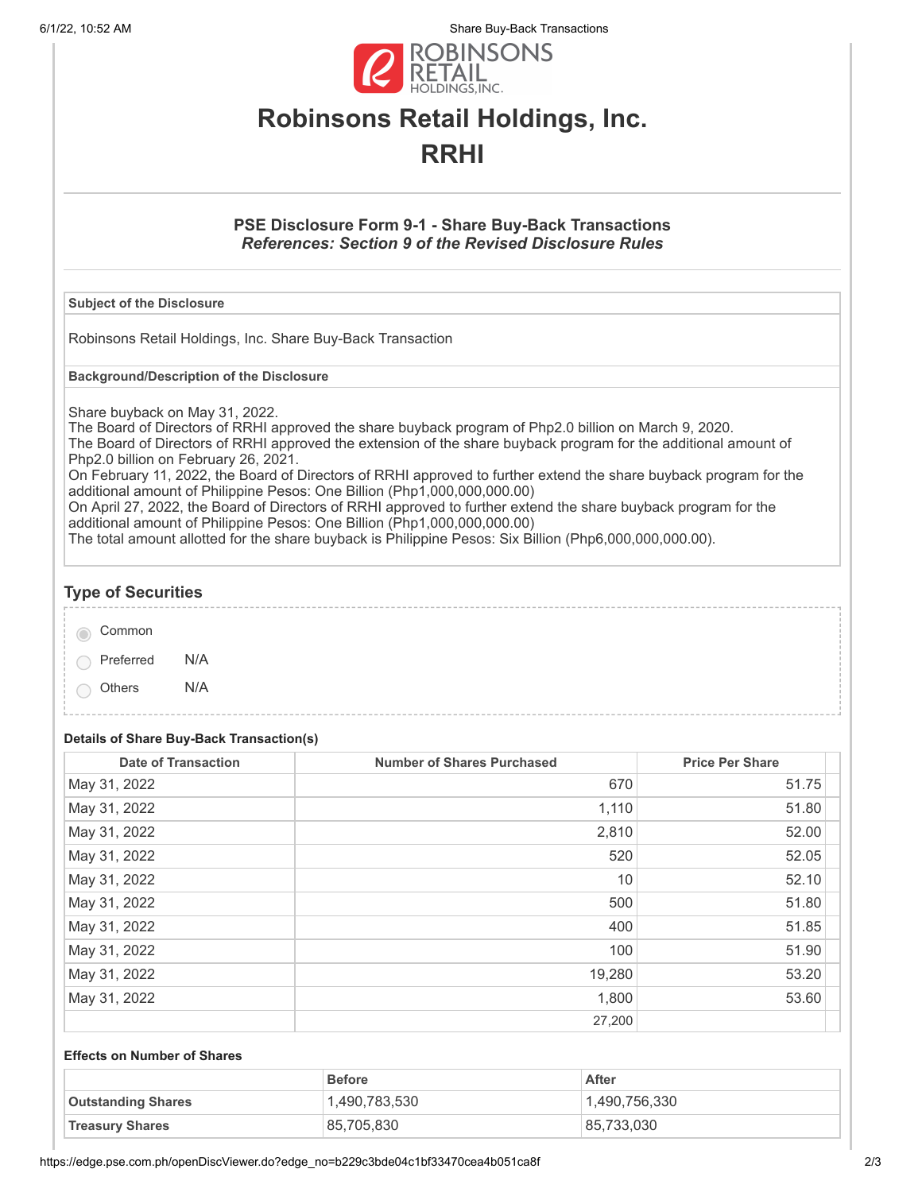# Robinsons Retail Holdings, Inc.

# RRHI

### PSE Disclosure Form 9-1 - Share Buy-Back Transactions

***References: Section 9 of the Revised Disclosure Rules***

**Subject of the Disclosure**

Robinsons Retail Holdings, Inc. Share Buy-Back Transaction

**Background/Description of the Disclosure**

Share buyback on May 31, 2022.
The Board of Directors of RRHI approved the share buyback program of Php2.0 billion on March 9, 2020.
The Board of Directors of RRHI approved the extension of the share buyback program for the additional amount of Php2.0 billion on February 26, 2021.
On February 11, 2022, the Board of Directors of RRHI approved to further extend the share buyback program for the additional amount of Philippine Pesos: One Billion (Php1,000,000,000.00)
On April 27, 2022, the Board of Directors of RRHI approved to further extend the share buyback program for the additional amount of Philippine Pesos: One Billion (Php1,000,000,000.00)
The total amount allotted for the share buyback is Philippine Pesos: Six Billion (Php6,000,000,000.00).

## Type of Securities

- Common
- Preferred N/A
- Others N/A

**Details of Share Buy-Back Transaction(s)**

| Date of Transaction | Number of Shares Purchased | Price Per Share |
|---|---|---|
| May 31, 2022 | 670 | 51.75 |
| May 31, 2022 | 1,110 | 51.80 |
| May 31, 2022 | 2,810 | 52.00 |
| May 31, 2022 | 520 | 52.05 |
| May 31, 2022 | 10 | 52.10 |
| May 31, 2022 | 500 | 51.80 |
| May 31, 2022 | 400 | 51.85 |
| May 31, 2022 | 100 | 51.90 |
| May 31, 2022 | 19,280 | 53.20 |
| May 31, 2022 | 1,800 | 53.60 |
| | 27,200 | |

**Effects on Number of Shares**

| | Before | After |
|---|---|---|
| **Outstanding Shares** | 1,490,783,530 | 1,490,756,330 |
| **Treasury Shares** | 85,705,830 | 85,733,030 |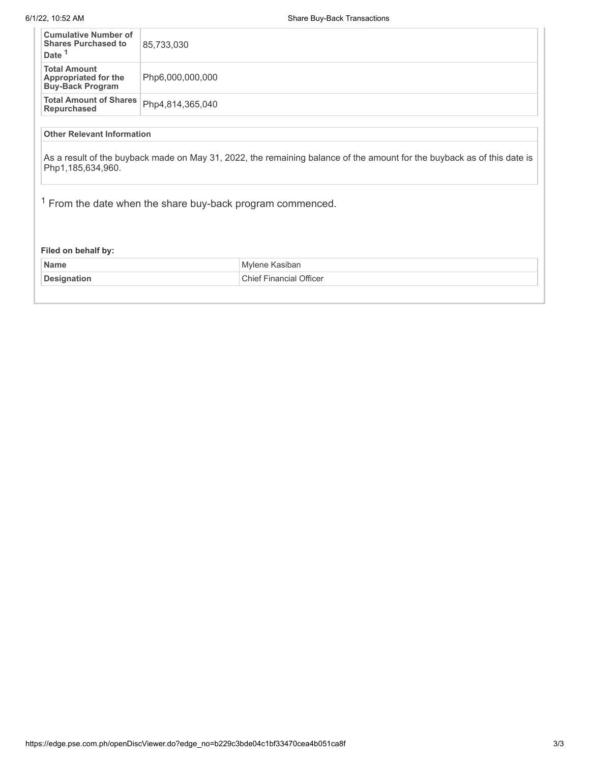| | |
|---|---|
| **Cumulative Number of Shares Purchased to Date** [1] | 85,733,030 |
| **Total Amount Appropriated for the Buy-Back Program** | Php6,000,000,000 |
| **Total Amount of Shares Repurchased** | Php4,814,365,040 |

**Other Relevant Information**

As a result of the buyback made on May 31, 2022, the remaining balance of the amount for the buyback as of this date is Php1,185,634,960.

[1] From the date when the share buy-back program commenced.

**Filed on behalf by:**

| | |
|---|---|
| **Name** | Mylene Kasiban |
| **Designation** | Chief Financial Officer |